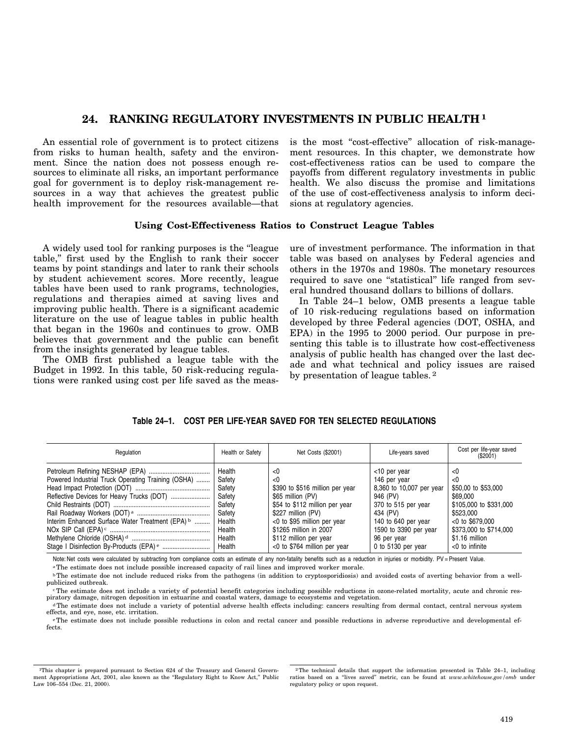# 24. RANKING REGULATORY INVESTMENTS IN PUBLIC HEALTH [1]

An essential role of government is to protect citizens from risks to human health, safety and the environment. Since the nation does not possess enough resources to eliminate all risks, an important performance goal for government is to deploy risk-management resources in a way that achieves the greatest public health improvement for the resources available—that is the most "cost-effective" allocation of risk-management resources. In this chapter, we demonstrate how cost-effectiveness ratios can be used to compare the payoffs from different regulatory investments in public health. We also discuss the promise and limitations of the use of cost-effectiveness analysis to inform decisions at regulatory agencies.

### Using Cost-Effectiveness Ratios to Construct League Tables

A widely used tool for ranking purposes is the "league table," first used by the English to rank their soccer teams by point standings and later to rank their schools by student achievement scores. More recently, league tables have been used to rank programs, technologies, regulations and therapies aimed at saving lives and improving public health. There is a significant academic literature on the use of league tables in public health that began in the 1960s and continues to grow. OMB believes that government and the public can benefit from the insights generated by league tables.

The OMB first published a league table with the Budget in 1992. In this table, 50 risk-reducing regulations were ranked using cost per life saved as the measure of investment performance. The information in that table was based on analyses by Federal agencies and others in the 1970s and 1980s. The monetary resources required to save one "statistical" life ranged from several hundred thousand dollars to billions of dollars.

In Table 24–1 below, OMB presents a league table of 10 risk-reducing regulations based on information developed by three Federal agencies (DOT, OSHA, and EPA) in the 1995 to 2000 period. Our purpose in presenting this table is to illustrate how cost-effectiveness analysis of public health has changed over the last decade and what technical and policy issues are raised by presentation of league tables. [2]

**Table 24–1. COST PER LIFE-YEAR SAVED FOR TEN SELECTED REGULATIONS**

| Regulation | Health or Safety | Net Costs ($2001) | Life-years saved | Cost per life-year saved ($2001) |
|---|---|---|---|---|
| Petroleum Refining NESHAP (EPA) | Health | <0 | <10 per year | <0 |
| Powered Industrial Truck Operating Training (OSHA) | Safety | <0 | 146 per year | <0 |
| Head Impact Protection (DOT) | Safety | $390 to $516 million per year | 8,360 to 10,007 per year | $50,00 to $53,000 |
| Reflective Devices for Heavy Trucks (DOT) | Safety | $65 million (PV) | 946 (PV) | $69,000 |
| Child Restraints (DOT) | Safety | $54 to $112 million per year | 370 to 515 per year | $105,000 to $331,000 |
| Rail Roadway Workers (DOT) [a] | Safety | $227 million (PV) | 434 (PV) | $523,000 |
| Interim Enhanced Surface Water Treatment (EPA) [b] | Health | <0 to $95 million per year | 140 to 640 per year | <0 to $679,000 |
| NOx SIP Call (EPA) [c] | Health | $1265 million in 2007 | 1590 to 3390 per year | $373,000 to $714,000 |
| Methylene Chloride (OSHA) [d] | Health | $112 million per year | 96 per year | $1.16 million |
| Stage I Disinfection By-Products (EPA) [e] | Health | <0 to $764 million per year | 0 to 5130 per year | <0 to infinite |

Note: Net costs were calculated by subtracting from compliance costs an estimate of any non-fatality benefits such as a reduction in injuries or morbidity. PV = Present Value.

[a] The estimate does not include possible increased capacity of rail lines and improved worker morale.

[b] The estimate doe not include reduced risks from the pathogens (in addition to cryptosporidiosis) and avoided costs of averting behavior from a well-publicized outbreak.

[c] The estimate does not include a variety of potential benefit categories including possible reductions in ozone-related mortality, acute and chronic respiratory damage, nitrogen deposition in estuarine and coastal waters, damage to ecosystems and vegetation.

[d] The estimate does not include a variety of potential adverse health effects including: cancers resulting from dermal contact, central nervous system effects, and eye, nose, etc. irritation.

[e] The estimate does not include possible reductions in colon and rectal cancer and possible reductions in adverse reproductive and developmental effects.

---

[1] This chapter is prepared pursuant to Section 624 of the Treasury and General Government Appropriations Act, 2001, also known as the "Regulatory Right to Know Act," Public Law 106–554 (Dec. 21, 2000).

[2] The technical details that support the information presented in Table 24–1, including ratios based on a "lives saved" metric, can be found at *www.whitehouse.gov/omb* under regulatory policy or upon request.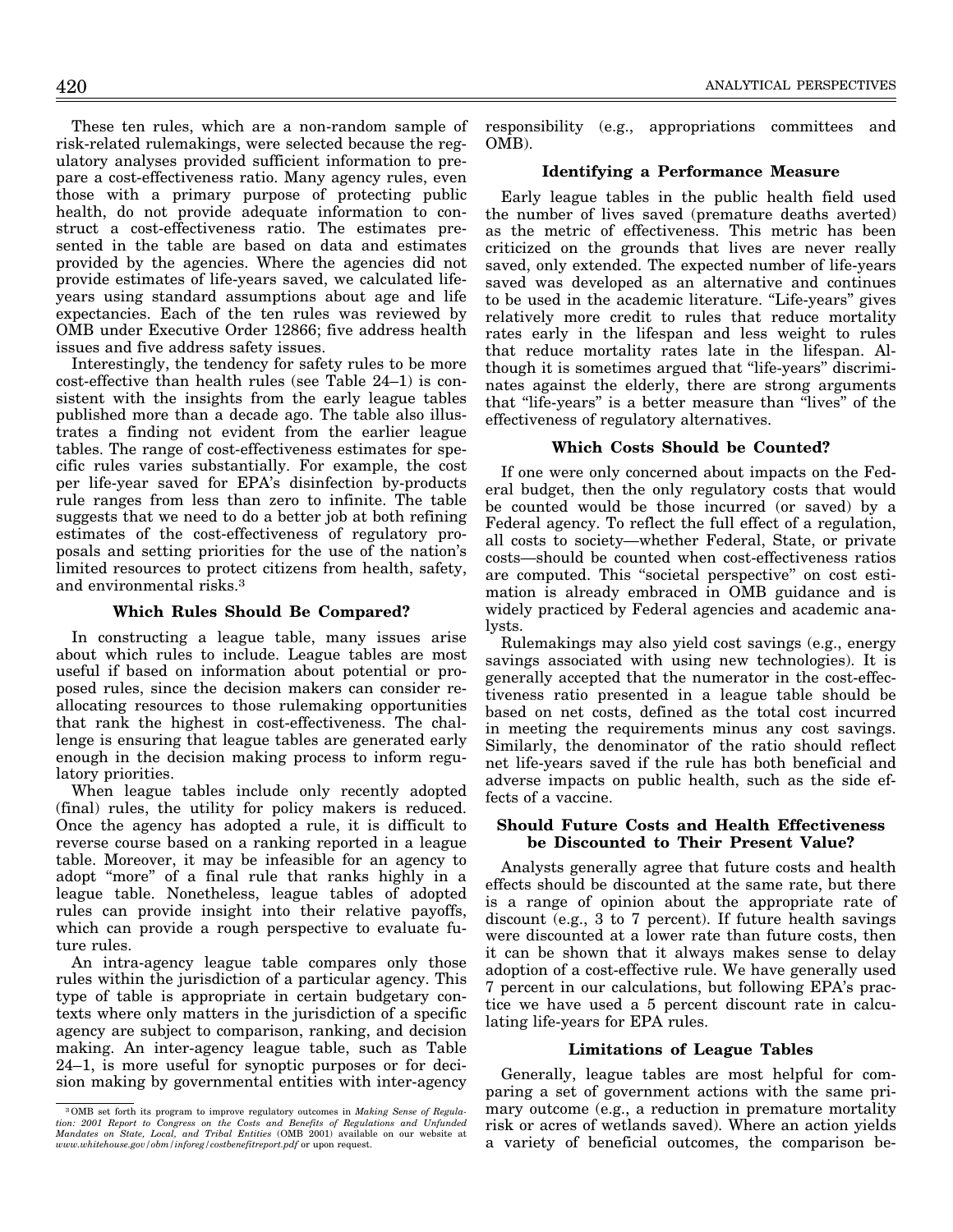These ten rules, which are a non-random sample of risk-related rulemakings, were selected because the regulatory analyses provided sufficient information to prepare a cost-effectiveness ratio. Many agency rules, even those with a primary purpose of protecting public health, do not provide adequate information to construct a cost-effectiveness ratio. The estimates presented in the table are based on data and estimates provided by the agencies. Where the agencies did not provide estimates of life-years saved, we calculated life-years using standard assumptions about age and life expectancies. Each of the ten rules was reviewed by OMB under Executive Order 12866; five address health issues and five address safety issues.

Interestingly, the tendency for safety rules to be more cost-effective than health rules (see Table 24–1) is consistent with the insights from the early league tables published more than a decade ago. The table also illustrates a finding not evident from the earlier league tables. The range of cost-effectiveness estimates for specific rules varies substantially. For example, the cost per life-year saved for EPA's disinfection by-products rule ranges from less than zero to infinite. The table suggests that we need to do a better job at both refining estimates of the cost-effectiveness of regulatory proposals and setting priorities for the use of the nation's limited resources to protect citizens from health, safety, and environmental risks.[3]

### Which Rules Should Be Compared?

In constructing a league table, many issues arise about which rules to include. League tables are most useful if based on information about potential or proposed rules, since the decision makers can consider reallocating resources to those rulemaking opportunities that rank the highest in cost-effectiveness. The challenge is ensuring that league tables are generated early enough in the decision making process to inform regulatory priorities.

When league tables include only recently adopted (final) rules, the utility for policy makers is reduced. Once the agency has adopted a rule, it is difficult to reverse course based on a ranking reported in a league table. Moreover, it may be infeasible for an agency to adopt "more" of a final rule that ranks highly in a league table. Nonetheless, league tables of adopted rules can provide insight into their relative payoffs, which can provide a rough perspective to evaluate future rules.

An intra-agency league table compares only those rules within the jurisdiction of a particular agency. This type of table is appropriate in certain budgetary contexts where only matters in the jurisdiction of a specific agency are subject to comparison, ranking, and decision making. An inter-agency league table, such as Table 24–1, is more useful for synoptic purposes or for decision making by governmental entities with inter-agency responsibility (e.g., appropriations committees and OMB).

### Identifying a Performance Measure

Early league tables in the public health field used the number of lives saved (premature deaths averted) as the metric of effectiveness. This metric has been criticized on the grounds that lives are never really saved, only extended. The expected number of life-years saved was developed as an alternative and continues to be used in the academic literature. "Life-years" gives relatively more credit to rules that reduce mortality rates early in the lifespan and less weight to rules that reduce mortality rates late in the lifespan. Although it is sometimes argued that "life-years" discriminates against the elderly, there are strong arguments that "life-years" is a better measure than "lives" of the effectiveness of regulatory alternatives.

### Which Costs Should be Counted?

If one were only concerned about impacts on the Federal budget, then the only regulatory costs that would be counted would be those incurred (or saved) by a Federal agency. To reflect the full effect of a regulation, all costs to society—whether Federal, State, or private costs—should be counted when cost-effectiveness ratios are computed. This "societal perspective" on cost estimation is already embraced in OMB guidance and is widely practiced by Federal agencies and academic analysts.

Rulemakings may also yield cost savings (e.g., energy savings associated with using new technologies). It is generally accepted that the numerator in the cost-effectiveness ratio presented in a league table should be based on net costs, defined as the total cost incurred in meeting the requirements minus any cost savings. Similarly, the denominator of the ratio should reflect net life-years saved if the rule has both beneficial and adverse impacts on public health, such as the side effects of a vaccine.

### Should Future Costs and Health Effectiveness be Discounted to Their Present Value?

Analysts generally agree that future costs and health effects should be discounted at the same rate, but there is a range of opinion about the appropriate rate of discount (e.g., 3 to 7 percent). If future health savings were discounted at a lower rate than future costs, then it can be shown that it always makes sense to delay adoption of a cost-effective rule. We have generally used 7 percent in our calculations, but following EPA's practice we have used a 5 percent discount rate in calculating life-years for EPA rules.

### Limitations of League Tables

Generally, league tables are most helpful for comparing a set of government actions with the same primary outcome (e.g., a reduction in premature mortality risk or acres of wetlands saved). Where an action yields a variety of beneficial outcomes, the comparison be-

[3] OMB set forth its program to improve regulatory outcomes in *Making Sense of Regulation: 2001 Report to Congress on the Costs and Benefits of Regulations and Unfunded Mandates on State, Local, and Tribal Entities* (OMB 2001) available on our website at *www.whitehouse.gov/omb/inforeg/costbenefitreport.pdf* or upon request.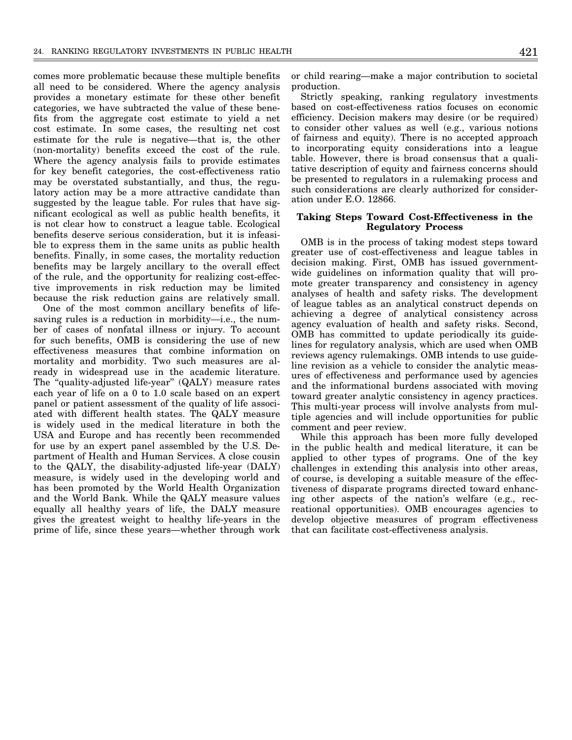comes more problematic because these multiple benefits all need to be considered. Where the agency analysis provides a monetary estimate for these other benefit categories, we have subtracted the value of these benefits from the aggregate cost estimate to yield a net cost estimate. In some cases, the resulting net cost estimate for the rule is negative—that is, the other (non-mortality) benefits exceed the cost of the rule. Where the agency analysis fails to provide estimates for key benefit categories, the cost-effectiveness ratio may be overstated substantially, and thus, the regulatory action may be a more attractive candidate than suggested by the league table. For rules that have significant ecological as well as public health benefits, it is not clear how to construct a league table. Ecological benefits deserve serious consideration, but it is infeasible to express them in the same units as public health benefits. Finally, in some cases, the mortality reduction benefits may be largely ancillary to the overall effect of the rule, and the opportunity for realizing cost-effective improvements in risk reduction may be limited because the risk reduction gains are relatively small.

One of the most common ancillary benefits of life-saving rules is a reduction in morbidity—i.e., the number of cases of nonfatal illness or injury. To account for such benefits, OMB is considering the use of new effectiveness measures that combine information on mortality and morbidity. Two such measures are already in widespread use in the academic literature. The "quality-adjusted life-year" (QALY) measure rates each year of life on a 0 to 1.0 scale based on an expert panel or patient assessment of the quality of life associated with different health states. The QALY measure is widely used in the medical literature in both the USA and Europe and has recently been recommended for use by an expert panel assembled by the U.S. Department of Health and Human Services. A close cousin to the QALY, the disability-adjusted life-year (DALY) measure, is widely used in the developing world and has been promoted by the World Health Organization and the World Bank. While the QALY measure values equally all healthy years of life, the DALY measure gives the greatest weight to healthy life-years in the prime of life, since these years—whether through work or child rearing—make a major contribution to societal production.

Strictly speaking, ranking regulatory investments based on cost-effectiveness ratios focuses on economic efficiency. Decision makers may desire (or be required) to consider other values as well (e.g., various notions of fairness and equity). There is no accepted approach to incorporating equity considerations into a league table. However, there is broad consensus that a qualitative description of equity and fairness concerns should be presented to regulators in a rulemaking process and such considerations are clearly authorized for consideration under E.O. 12866.

## Taking Steps Toward Cost-Effectiveness in the Regulatory Process

OMB is in the process of taking modest steps toward greater use of cost-effectiveness and league tables in decision making. First, OMB has issued government-wide guidelines on information quality that will promote greater transparency and consistency in agency analyses of health and safety risks. The development of league tables as an analytical construct depends on achieving a degree of analytical consistency across agency evaluation of health and safety risks. Second, OMB has committed to update periodically its guidelines for regulatory analysis, which are used when OMB reviews agency rulemakings. OMB intends to use guideline revision as a vehicle to consider the analytic measures of effectiveness and performance used by agencies and the informational burdens associated with moving toward greater analytic consistency in agency practices. This multi-year process will involve analysts from multiple agencies and will include opportunities for public comment and peer review.

While this approach has been more fully developed in the public health and medical literature, it can be applied to other types of programs. One of the key challenges in extending this analysis into other areas, of course, is developing a suitable measure of the effectiveness of disparate programs directed toward enhancing other aspects of the nation's welfare (e.g., recreational opportunities). OMB encourages agencies to develop objective measures of program effectiveness that can facilitate cost-effectiveness analysis.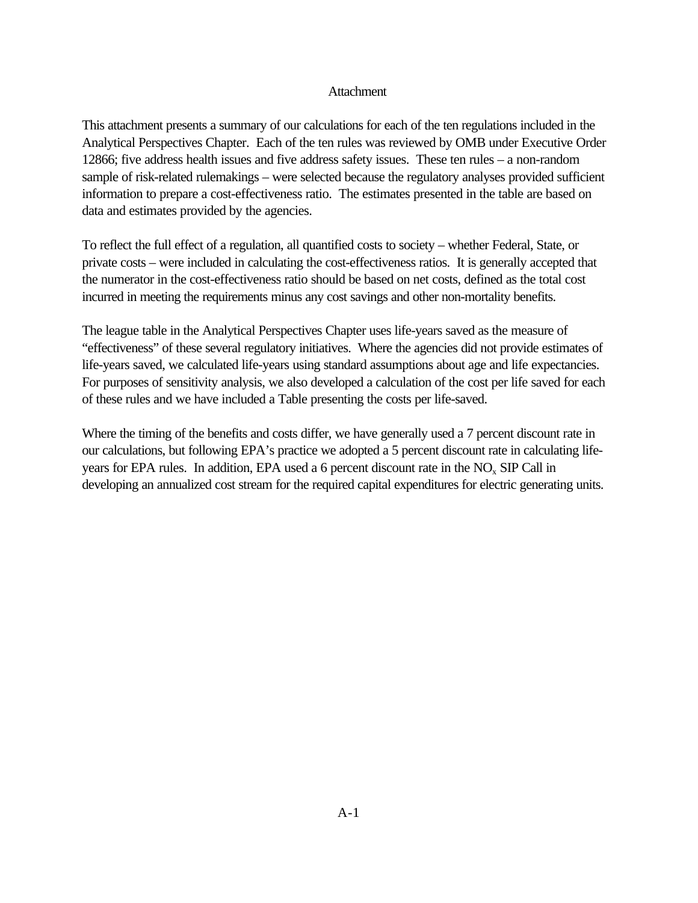# Attachment

This attachment presents a summary of our calculations for each of the ten regulations included in the Analytical Perspectives Chapter. Each of the ten rules was reviewed by OMB under Executive Order 12866; five address health issues and five address safety issues. These ten rules – a non-random sample of risk-related rulemakings – were selected because the regulatory analyses provided sufficient information to prepare a cost-effectiveness ratio. The estimates presented in the table are based on data and estimates provided by the agencies.

To reflect the full effect of a regulation, all quantified costs to society – whether Federal, State, or private costs – were included in calculating the cost-effectiveness ratios. It is generally accepted that the numerator in the cost-effectiveness ratio should be based on net costs, defined as the total cost incurred in meeting the requirements minus any cost savings and other non-mortality benefits.

The league table in the Analytical Perspectives Chapter uses life-years saved as the measure of "effectiveness" of these several regulatory initiatives. Where the agencies did not provide estimates of life-years saved, we calculated life-years using standard assumptions about age and life expectancies. For purposes of sensitivity analysis, we also developed a calculation of the cost per life saved for each of these rules and we have included a Table presenting the costs per life-saved.

Where the timing of the benefits and costs differ, we have generally used a 7 percent discount rate in our calculations, but following EPA's practice we adopted a 5 percent discount rate in calculating life-years for EPA rules. In addition, EPA used a 6 percent discount rate in the $NO_x$ SIP Call in developing an annualized cost stream for the required capital expenditures for electric generating units.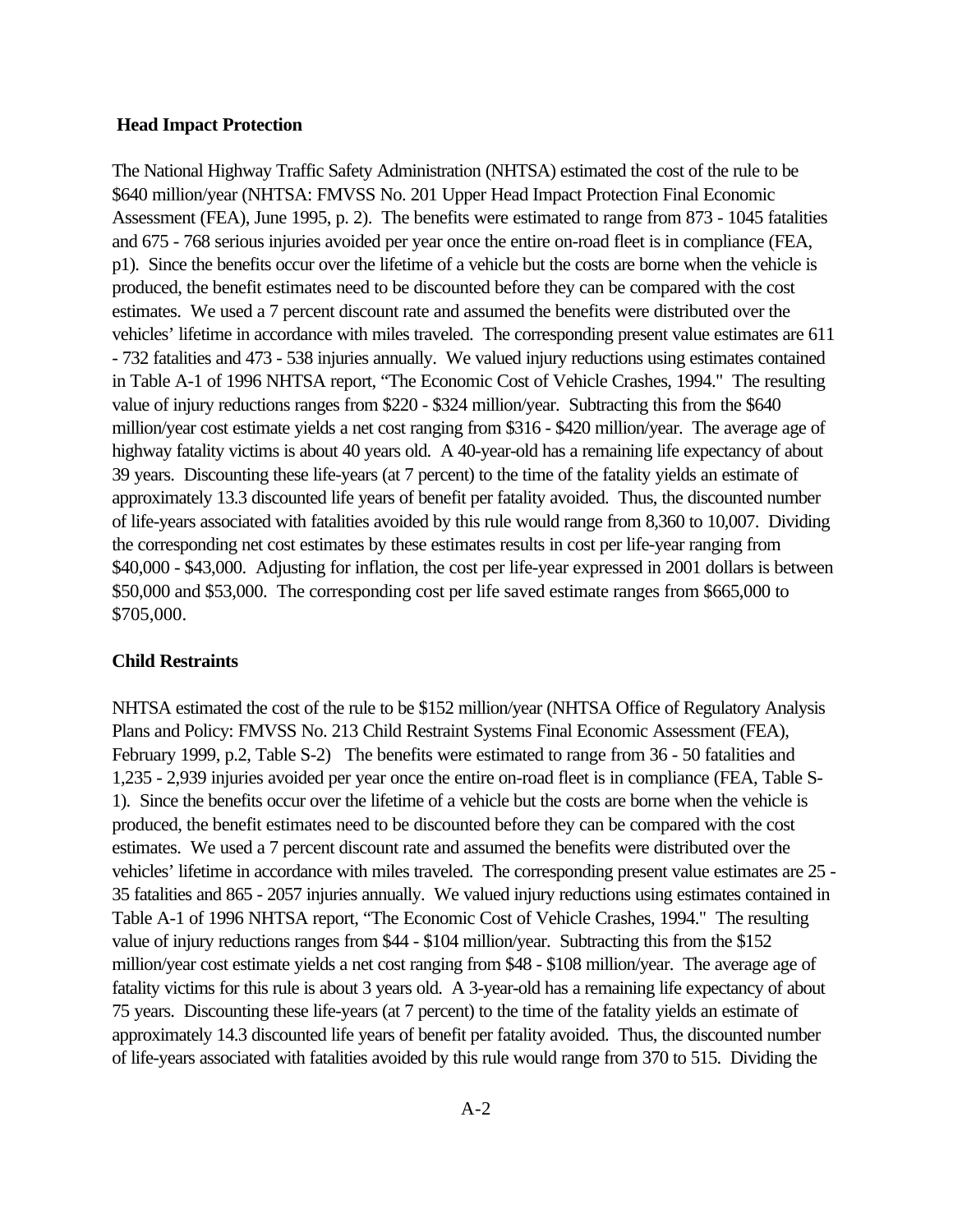### Head Impact Protection

The National Highway Traffic Safety Administration (NHTSA) estimated the cost of the rule to be \$640 million/year (NHTSA: FMVSS No. 201 Upper Head Impact Protection Final Economic Assessment (FEA), June 1995, p. 2). The benefits were estimated to range from 873 - 1045 fatalities and 675 - 768 serious injuries avoided per year once the entire on-road fleet is in compliance (FEA, p1). Since the benefits occur over the lifetime of a vehicle but the costs are borne when the vehicle is produced, the benefit estimates need to be discounted before they can be compared with the cost estimates. We used a 7 percent discount rate and assumed the benefits were distributed over the vehicles' lifetime in accordance with miles traveled. The corresponding present value estimates are 611 - 732 fatalities and 473 - 538 injuries annually. We valued injury reductions using estimates contained in Table A-1 of 1996 NHTSA report, "The Economic Cost of Vehicle Crashes, 1994." The resulting value of injury reductions ranges from \$220 - \$324 million/year. Subtracting this from the \$640 million/year cost estimate yields a net cost ranging from \$316 - \$420 million/year. The average age of highway fatality victims is about 40 years old. A 40-year-old has a remaining life expectancy of about 39 years. Discounting these life-years (at 7 percent) to the time of the fatality yields an estimate of approximately 13.3 discounted life years of benefit per fatality avoided. Thus, the discounted number of life-years associated with fatalities avoided by this rule would range from 8,360 to 10,007. Dividing the corresponding net cost estimates by these estimates results in cost per life-year ranging from \$40,000 - \$43,000. Adjusting for inflation, the cost per life-year expressed in 2001 dollars is between \$50,000 and \$53,000. The corresponding cost per life saved estimate ranges from \$665,000 to \$705,000.

### Child Restraints

NHTSA estimated the cost of the rule to be \$152 million/year (NHTSA Office of Regulatory Analysis Plans and Policy: FMVSS No. 213 Child Restraint Systems Final Economic Assessment (FEA), February 1999, p.2, Table S-2) The benefits were estimated to range from 36 - 50 fatalities and 1,235 - 2,939 injuries avoided per year once the entire on-road fleet is in compliance (FEA, Table S-1). Since the benefits occur over the lifetime of a vehicle but the costs are borne when the vehicle is produced, the benefit estimates need to be discounted before they can be compared with the cost estimates. We used a 7 percent discount rate and assumed the benefits were distributed over the vehicles' lifetime in accordance with miles traveled. The corresponding present value estimates are 25 - 35 fatalities and 865 - 2057 injuries annually. We valued injury reductions using estimates contained in Table A-1 of 1996 NHTSA report, "The Economic Cost of Vehicle Crashes, 1994." The resulting value of injury reductions ranges from \$44 - \$104 million/year. Subtracting this from the \$152 million/year cost estimate yields a net cost ranging from \$48 - \$108 million/year. The average age of fatality victims for this rule is about 3 years old. A 3-year-old has a remaining life expectancy of about 75 years. Discounting these life-years (at 7 percent) to the time of the fatality yields an estimate of approximately 14.3 discounted life years of benefit per fatality avoided. Thus, the discounted number of life-years associated with fatalities avoided by this rule would range from 370 to 515. Dividing the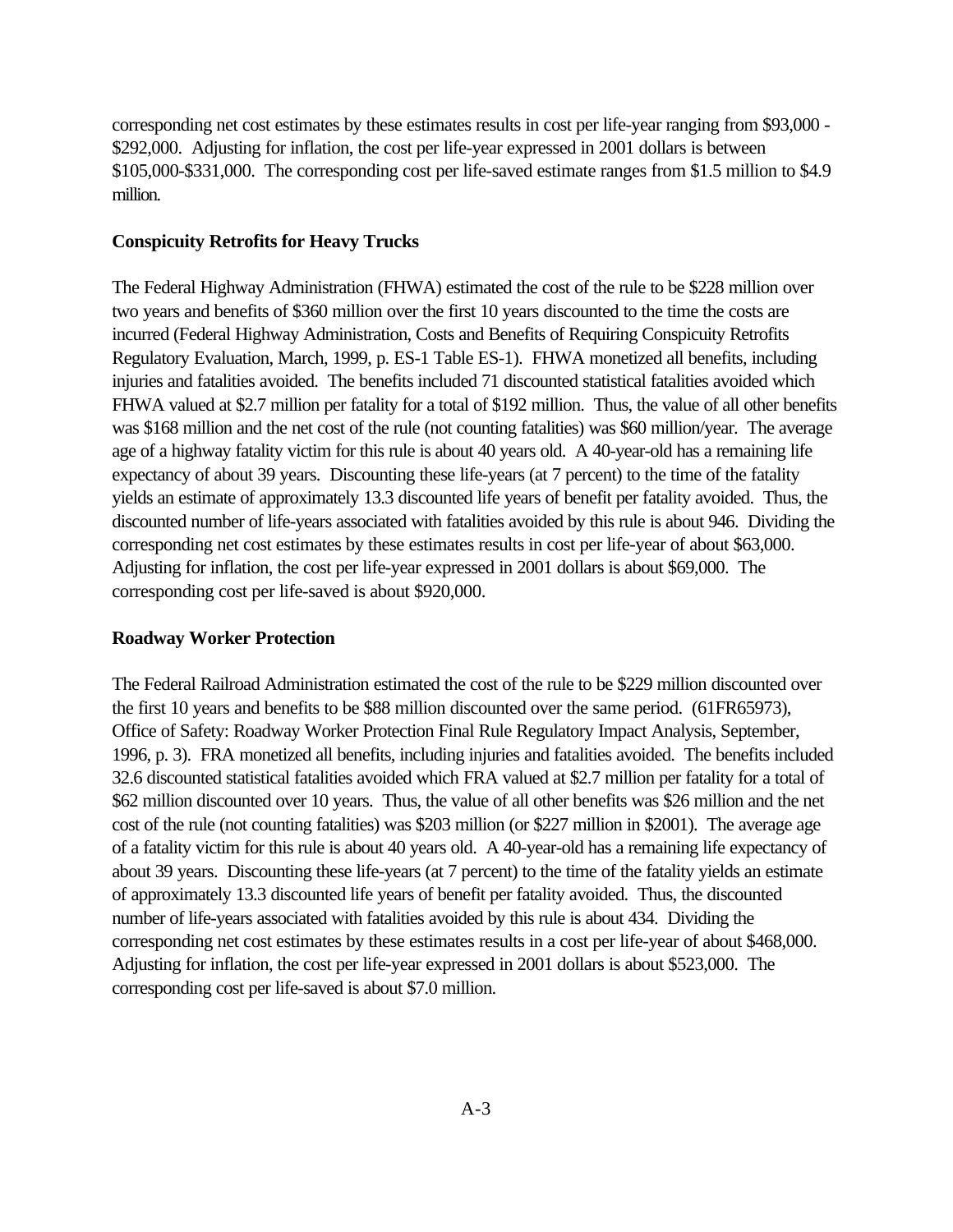corresponding net cost estimates by these estimates results in cost per life-year ranging from $93,000 - $292,000. Adjusting for inflation, the cost per life-year expressed in 2001 dollars is between $105,000-$331,000. The corresponding cost per life-saved estimate ranges from $1.5 million to $4.9 million.

**Conspicuity Retrofits for Heavy Trucks**

The Federal Highway Administration (FHWA) estimated the cost of the rule to be $228 million over two years and benefits of $360 million over the first 10 years discounted to the time the costs are incurred (Federal Highway Administration, Costs and Benefits of Requiring Conspicuity Retrofits Regulatory Evaluation, March, 1999, p. ES-1 Table ES-1). FHWA monetized all benefits, including injuries and fatalities avoided. The benefits included 71 discounted statistical fatalities avoided which FHWA valued at $2.7 million per fatality for a total of $192 million. Thus, the value of all other benefits was $168 million and the net cost of the rule (not counting fatalities) was $60 million/year. The average age of a highway fatality victim for this rule is about 40 years old. A 40-year-old has a remaining life expectancy of about 39 years. Discounting these life-years (at 7 percent) to the time of the fatality yields an estimate of approximately 13.3 discounted life years of benefit per fatality avoided. Thus, the discounted number of life-years associated with fatalities avoided by this rule is about 946. Dividing the corresponding net cost estimates by these estimates results in cost per life-year of about $63,000. Adjusting for inflation, the cost per life-year expressed in 2001 dollars is about $69,000. The corresponding cost per life-saved is about $920,000.

**Roadway Worker Protection**

The Federal Railroad Administration estimated the cost of the rule to be $229 million discounted over the first 10 years and benefits to be $88 million discounted over the same period. (61FR65973), Office of Safety: Roadway Worker Protection Final Rule Regulatory Impact Analysis, September, 1996, p. 3). FRA monetized all benefits, including injuries and fatalities avoided. The benefits included 32.6 discounted statistical fatalities avoided which FRA valued at $2.7 million per fatality for a total of $62 million discounted over 10 years. Thus, the value of all other benefits was $26 million and the net cost of the rule (not counting fatalities) was $203 million (or $227 million in $2001). The average age of a fatality victim for this rule is about 40 years old. A 40-year-old has a remaining life expectancy of about 39 years. Discounting these life-years (at 7 percent) to the time of the fatality yields an estimate of approximately 13.3 discounted life years of benefit per fatality avoided. Thus, the discounted number of life-years associated with fatalities avoided by this rule is about 434. Dividing the corresponding net cost estimates by these estimates results in a cost per life-year of about $468,000. Adjusting for inflation, the cost per life-year expressed in 2001 dollars is about $523,000. The corresponding cost per life-saved is about $7.0 million.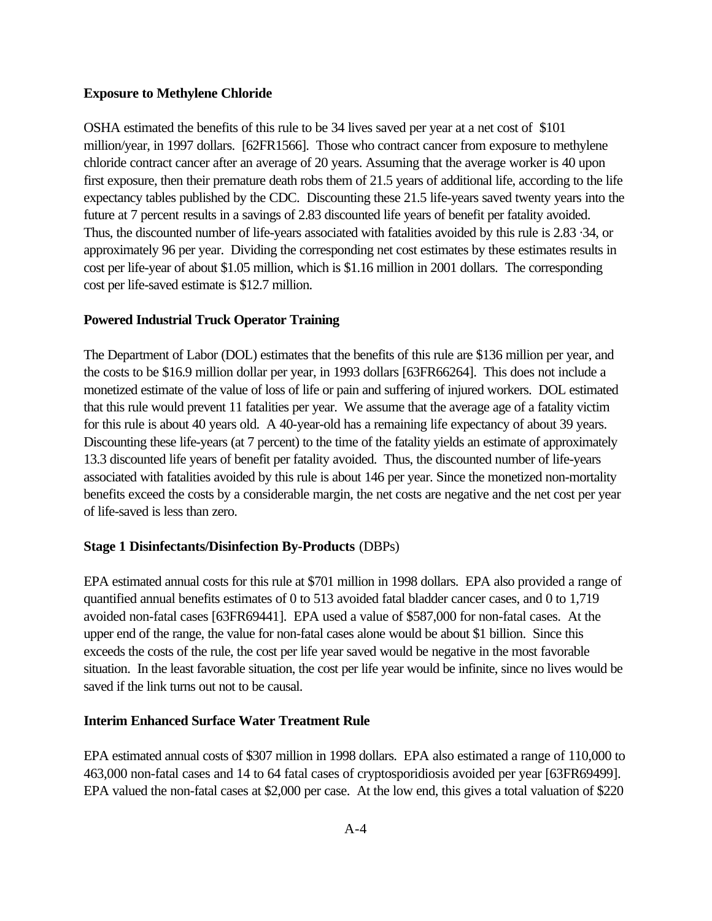**Exposure to Methylene Chloride**

OSHA estimated the benefits of this rule to be 34 lives saved per year at a net cost of $101 million/year, in 1997 dollars. [62FR1566]. Those who contract cancer from exposure to methylene chloride contract cancer after an average of 20 years. Assuming that the average worker is 40 upon first exposure, then their premature death robs them of 21.5 years of additional life, according to the life expectancy tables published by the CDC. Discounting these 21.5 life-years saved twenty years into the future at 7 percent results in a savings of 2.83 discounted life years of benefit per fatality avoided. Thus, the discounted number of life-years associated with fatalities avoided by this rule is 2.83 ·34, or approximately 96 per year. Dividing the corresponding net cost estimates by these estimates results in cost per life-year of about $1.05 million, which is $1.16 million in 2001 dollars. The corresponding cost per life-saved estimate is $12.7 million.

**Powered Industrial Truck Operator Training**

The Department of Labor (DOL) estimates that the benefits of this rule are $136 million per year, and the costs to be $16.9 million dollar per year, in 1993 dollars [63FR66264]. This does not include a monetized estimate of the value of loss of life or pain and suffering of injured workers. DOL estimated that this rule would prevent 11 fatalities per year. We assume that the average age of a fatality victim for this rule is about 40 years old. A 40-year-old has a remaining life expectancy of about 39 years. Discounting these life-years (at 7 percent) to the time of the fatality yields an estimate of approximately 13.3 discounted life years of benefit per fatality avoided. Thus, the discounted number of life-years associated with fatalities avoided by this rule is about 146 per year. Since the monetized non-mortality benefits exceed the costs by a considerable margin, the net costs are negative and the net cost per year of life-saved is less than zero.

**Stage 1 Disinfectants/Disinfection By-Products** (DBPs)

EPA estimated annual costs for this rule at $701 million in 1998 dollars. EPA also provided a range of quantified annual benefits estimates of 0 to 513 avoided fatal bladder cancer cases, and 0 to 1,719 avoided non-fatal cases [63FR69441]. EPA used a value of $587,000 for non-fatal cases. At the upper end of the range, the value for non-fatal cases alone would be about $1 billion. Since this exceeds the costs of the rule, the cost per life year saved would be negative in the most favorable situation. In the least favorable situation, the cost per life year would be infinite, since no lives would be saved if the link turns out not to be causal.

**Interim Enhanced Surface Water Treatment Rule**

EPA estimated annual costs of $307 million in 1998 dollars. EPA also estimated a range of 110,000 to 463,000 non-fatal cases and 14 to 64 fatal cases of cryptosporidiosis avoided per year [63FR69499]. EPA valued the non-fatal cases at $2,000 per case. At the low end, this gives a total valuation of $220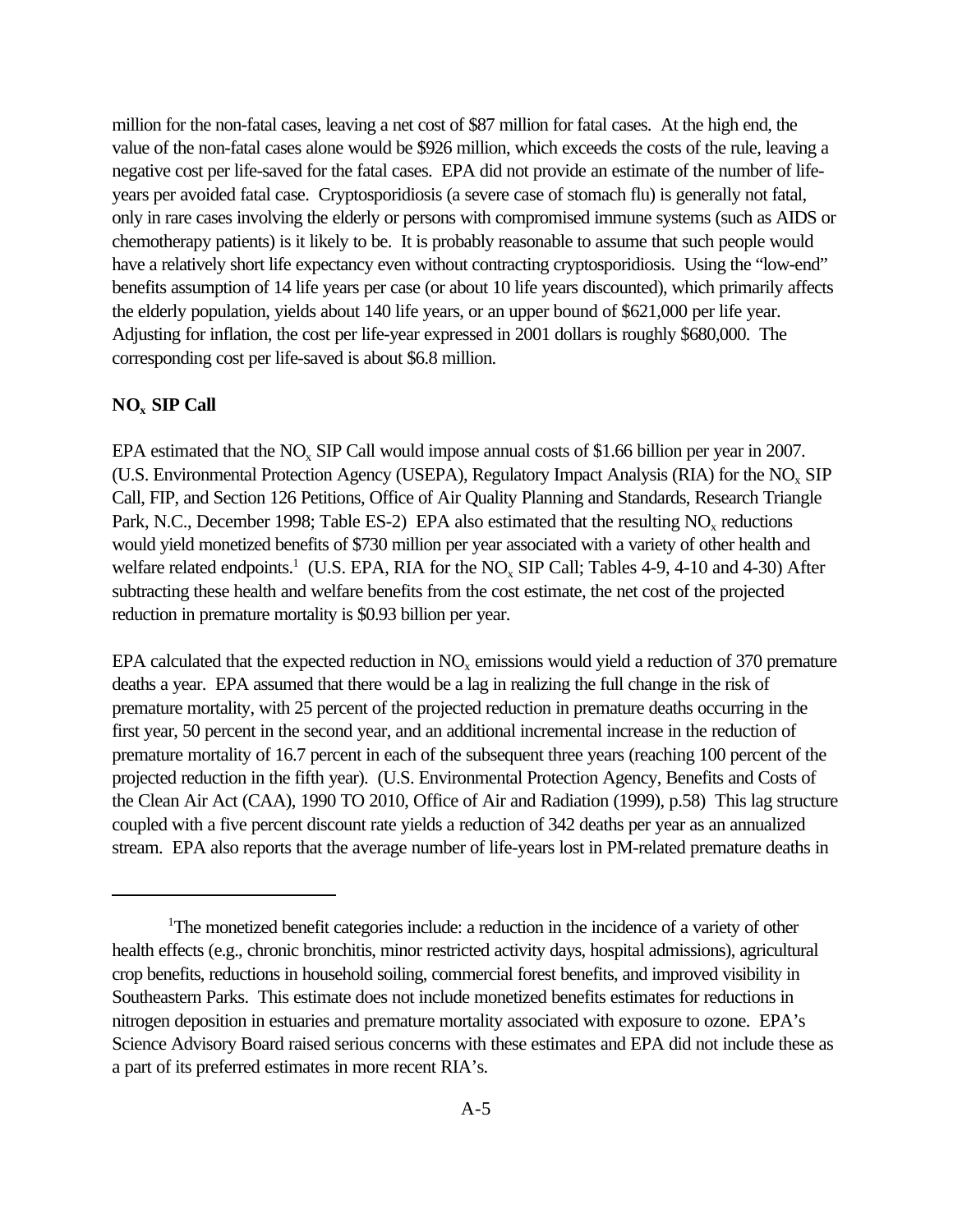million for the non-fatal cases, leaving a net cost of $87 million for fatal cases. At the high end, the value of the non-fatal cases alone would be $926 million, which exceeds the costs of the rule, leaving a negative cost per life-saved for the fatal cases. EPA did not provide an estimate of the number of life-years per avoided fatal case. Cryptosporidiosis (a severe case of stomach flu) is generally not fatal, only in rare cases involving the elderly or persons with compromised immune systems (such as AIDS or chemotherapy patients) is it likely to be. It is probably reasonable to assume that such people would have a relatively short life expectancy even without contracting cryptosporidiosis. Using the "low-end" benefits assumption of 14 life years per case (or about 10 life years discounted), which primarily affects the elderly population, yields about 140 life years, or an upper bound of $621,000 per life year. Adjusting for inflation, the cost per life-year expressed in 2001 dollars is roughly $680,000. The corresponding cost per life-saved is about $6.8 million.

**$NO_x$ SIP Call**

EPA estimated that the $NO_x$ SIP Call would impose annual costs of $1.66 billion per year in 2007. (U.S. Environmental Protection Agency (USEPA), Regulatory Impact Analysis (RIA) for the $NO_x$ SIP Call, FIP, and Section 126 Petitions, Office of Air Quality Planning and Standards, Research Triangle Park, N.C., December 1998; Table ES-2) EPA also estimated that the resulting $NO_x$ reductions would yield monetized benefits of $730 million per year associated with a variety of other health and welfare related endpoints.[1] (U.S. EPA, RIA for the $NO_x$ SIP Call; Tables 4-9, 4-10 and 4-30) After subtracting these health and welfare benefits from the cost estimate, the net cost of the projected reduction in premature mortality is $0.93 billion per year.

EPA calculated that the expected reduction in $NO_x$ emissions would yield a reduction of 370 premature deaths a year. EPA assumed that there would be a lag in realizing the full change in the risk of premature mortality, with 25 percent of the projected reduction in premature deaths occurring in the first year, 50 percent in the second year, and an additional incremental increase in the reduction of premature mortality of 16.7 percent in each of the subsequent three years (reaching 100 percent of the projected reduction in the fifth year). (U.S. Environmental Protection Agency, Benefits and Costs of the Clean Air Act (CAA), 1990 TO 2010, Office of Air and Radiation (1999), p.58) This lag structure coupled with a five percent discount rate yields a reduction of 342 deaths per year as an annualized stream. EPA also reports that the average number of life-years lost in PM-related premature deaths in

---

[1]The monetized benefit categories include: a reduction in the incidence of a variety of other health effects (e.g., chronic bronchitis, minor restricted activity days, hospital admissions), agricultural crop benefits, reductions in household soiling, commercial forest benefits, and improved visibility in Southeastern Parks. This estimate does not include monetized benefits estimates for reductions in nitrogen deposition in estuaries and premature mortality associated with exposure to ozone. EPA's Science Advisory Board raised serious concerns with these estimates and EPA did not include these as a part of its preferred estimates in more recent RIA's.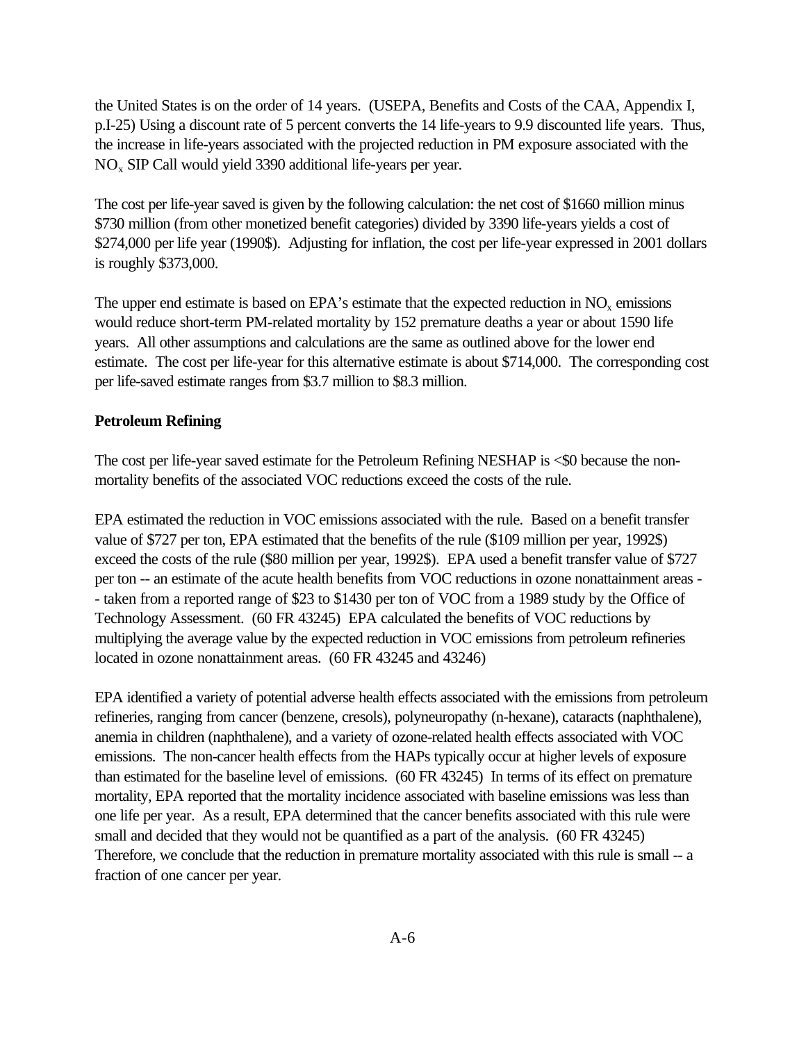the United States is on the order of 14 years. (USEPA, Benefits and Costs of the CAA, Appendix I, p.I-25) Using a discount rate of 5 percent converts the 14 life-years to 9.9 discounted life years. Thus, the increase in life-years associated with the projected reduction in PM exposure associated with the $NO_x$ SIP Call would yield 3390 additional life-years per year.

The cost per life-year saved is given by the following calculation: the net cost of $1660 million minus $730 million (from other monetized benefit categories) divided by 3390 life-years yields a cost of $274,000 per life year (1990$). Adjusting for inflation, the cost per life-year expressed in 2001 dollars is roughly $373,000.

The upper end estimate is based on EPA's estimate that the expected reduction in $NO_x$ emissions would reduce short-term PM-related mortality by 152 premature deaths a year or about 1590 life years. All other assumptions and calculations are the same as outlined above for the lower end estimate. The cost per life-year for this alternative estimate is about $714,000. The corresponding cost per life-saved estimate ranges from $3.7 million to $8.3 million.

**Petroleum Refining**

The cost per life-year saved estimate for the Petroleum Refining NESHAP is <$0 because the non-mortality benefits of the associated VOC reductions exceed the costs of the rule.

EPA estimated the reduction in VOC emissions associated with the rule. Based on a benefit transfer value of $727 per ton, EPA estimated that the benefits of the rule ($109 million per year, 1992$) exceed the costs of the rule ($80 million per year, 1992$). EPA used a benefit transfer value of $727 per ton -- an estimate of the acute health benefits from VOC reductions in ozone nonattainment areas -- taken from a reported range of $23 to $1430 per ton of VOC from a 1989 study by the Office of Technology Assessment. (60 FR 43245) EPA calculated the benefits of VOC reductions by multiplying the average value by the expected reduction in VOC emissions from petroleum refineries located in ozone nonattainment areas. (60 FR 43245 and 43246)

EPA identified a variety of potential adverse health effects associated with the emissions from petroleum refineries, ranging from cancer (benzene, cresols), polyneuropathy (n-hexane), cataracts (naphthalene), anemia in children (naphthalene), and a variety of ozone-related health effects associated with VOC emissions. The non-cancer health effects from the HAPs typically occur at higher levels of exposure than estimated for the baseline level of emissions. (60 FR 43245) In terms of its effect on premature mortality, EPA reported that the mortality incidence associated with baseline emissions was less than one life per year. As a result, EPA determined that the cancer benefits associated with this rule were small and decided that they would not be quantified as a part of the analysis. (60 FR 43245) Therefore, we conclude that the reduction in premature mortality associated with this rule is small -- a fraction of one cancer per year.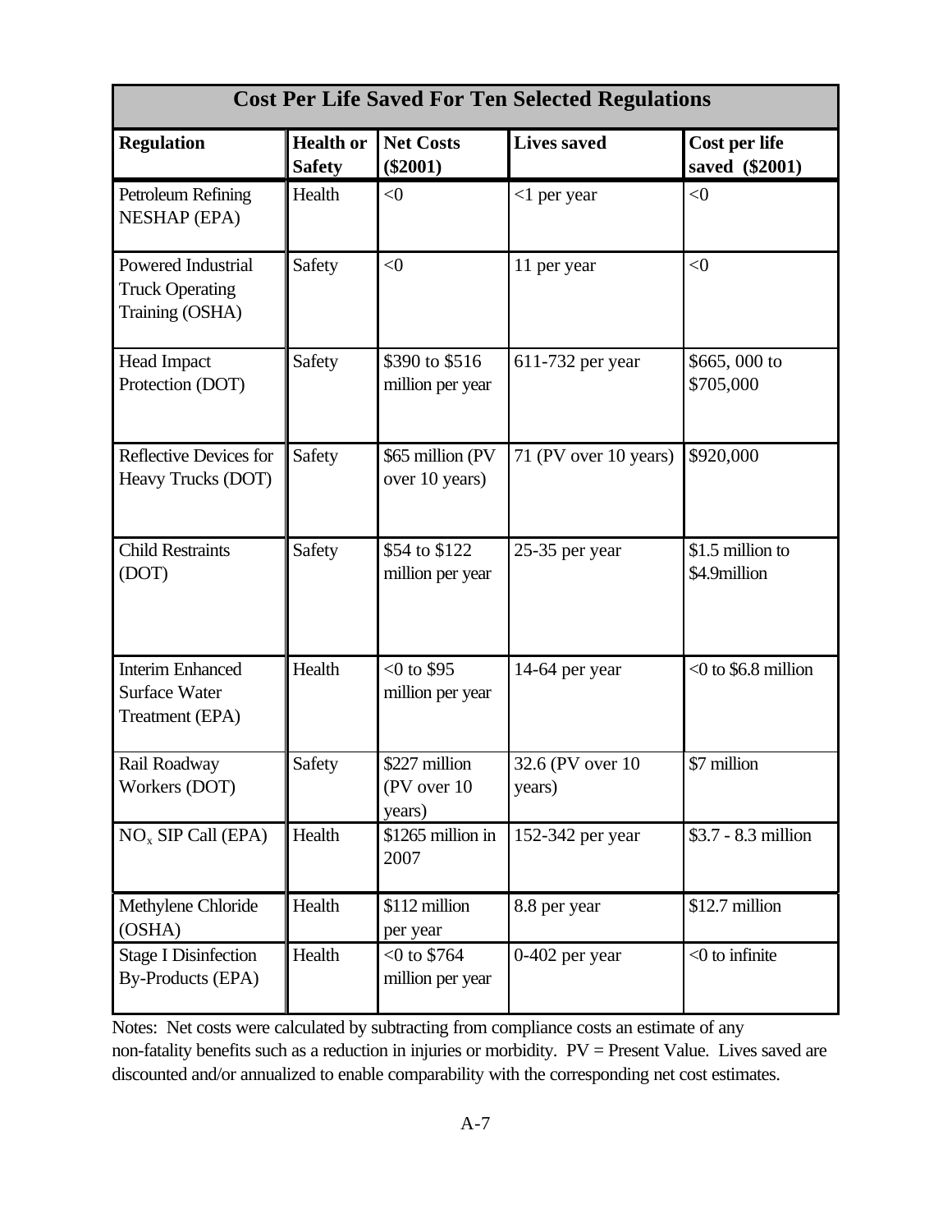| Cost Per Life Saved For Ten Selected Regulations | | | | |
|---|---|---|---|---|
| **Regulation** | **Health or Safety** | **Net Costs ($2001)** | **Lives saved** | **Cost per life saved ($2001)** |
| Petroleum Refining NESHAP (EPA) | Health | <0 | <1 per year | <0 |
| Powered Industrial Truck Operating Training (OSHA) | Safety | <0 | 11 per year | <0 |
| Head Impact Protection (DOT) | Safety | $390 to $516 million per year | 611-732 per year | $665, 000 to $705,000 |
| Reflective Devices for Heavy Trucks (DOT) | Safety | $65 million (PV over 10 years) | 71 (PV over 10 years) | $920,000 |
| Child Restraints (DOT) | Safety | $54 to $122 million per year | 25-35 per year | $1.5 million to $4.9million |
| Interim Enhanced Surface Water Treatment (EPA) | Health | <0 to $95 million per year | 14-64 per year | <0 to $6.8 million |
| Rail Roadway Workers (DOT) | Safety | $227 million (PV over 10 years) | 32.6 (PV over 10 years) | $7 million |
| $NO_x$ SIP Call (EPA) | Health | $1265 million in 2007 | 152-342 per year | $3.7 - 8.3 million |
| Methylene Chloride (OSHA) | Health | $112 million per year | 8.8 per year | $12.7 million |
| Stage I Disinfection By-Products (EPA) | Health | <0 to $764 million per year | 0-402 per year | <0 to infinite |

Notes: Net costs were calculated by subtracting from compliance costs an estimate of any non-fatality benefits such as a reduction in injuries or morbidity. PV = Present Value. Lives saved are discounted and/or annualized to enable comparability with the corresponding net cost estimates.